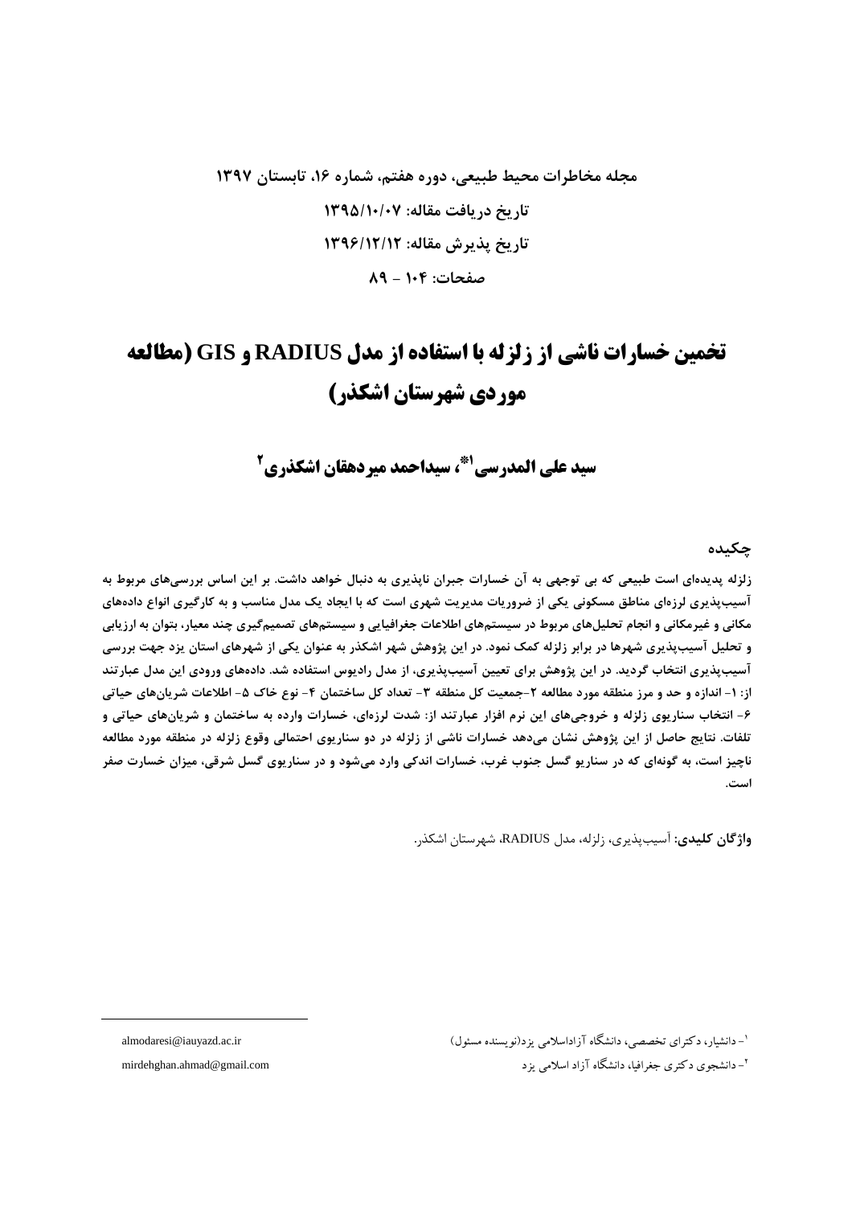**مجله مخاطرات محیط طبیعی، دوره هفتم، شماره ۱۶، تابستان ۱۳۹۷**

**تاریخ دریافت مقاله: ۱۳۹۵/۱۰/۰۷**

**تاریخ پذیرش مقاله: ۱۳۹۶/۱۲/۱۲**

**صفحات: ۱۰۴ - ۸۹**

# تخمین خسارات ناشی از زلزله با استفاده از مدل RADIUS و GIS (مطالعه موردی شهرستان اشکذر)

## سید علی المدرسی[1]*، سیداحمد میردهقان اشکذری[2]

### چکیده

**زلزله پدیده‌ای است طبیعی که بی توجهی به آن خسارات جبران ناپذیری به دنبال خواهد داشت. بر این اساس بررسی‌های مربوط به آسیب‌پذیری لرزه‌ای مناطق مسکونی یکی از ضروریات مدیریت شهری است که با ایجاد یک مدل مناسب و به کارگیری انواع داده‌های مکانی و غیرمکانی و انجام تحلیل‌های مربوط در سیستم‌های اطلاعات جغرافیایی و سیستم‌های تصمیم‌گیری چند معیار، بتوان به ارزیابی و تحلیل آسیب‌پذیری شهرها در برابر زلزله کمک نمود. در این پژوهش شهر اشکذر به عنوان یکی از شهرهای استان یزد جهت بررسی آسیب‌پذیری انتخاب گردید. در این پژوهش برای تعیین آسیب‌پذیری، از مدل رادیوس استفاده شد. داده‌های ورودی این مدل عبارتند از: ۱- اندازه و حد و مرز منطقه مورد مطالعه ۲-جمعیت کل منطقه ۳- تعداد کل ساختمان ۴- نوع خاک ۵- اطلاعات شریان‌های حیاتی ۶- انتخاب سناریوی زلزله و خروجی‌های این نرم افزار عبارتند از: شدت لرزه‌ای، خسارات وارده به ساختمان و شریان‌های حیاتی و تلفات. نتایج حاصل از این پژوهش نشان می‌دهد خسارات ناشی از زلزله در دو سناریوی احتمالی وقوع زلزله در منطقه مورد مطالعه ناچیز است، به گونه‌ای که در سناریو گسل جنوب غرب، خسارات اندکی وارد می‌شود و در سناریوی گسل شرقی، میزان خسارت صفر است.**

**واژگان کلیدی:** آسیب‌پذیری، زلزله، مدل RADIUS، شهرستان اشکذر.

---

[1]- دانشیار، دکترای تخصصی، دانشگاه آزاداسلامی یزد(نویسنده مسئول) almodaresi@iauyazd.ac.ir

[2]- دانشجوی دکتری جغرافیا، دانشگاه آزاد اسلامی یزد mirdehghan.ahmad@gmail.com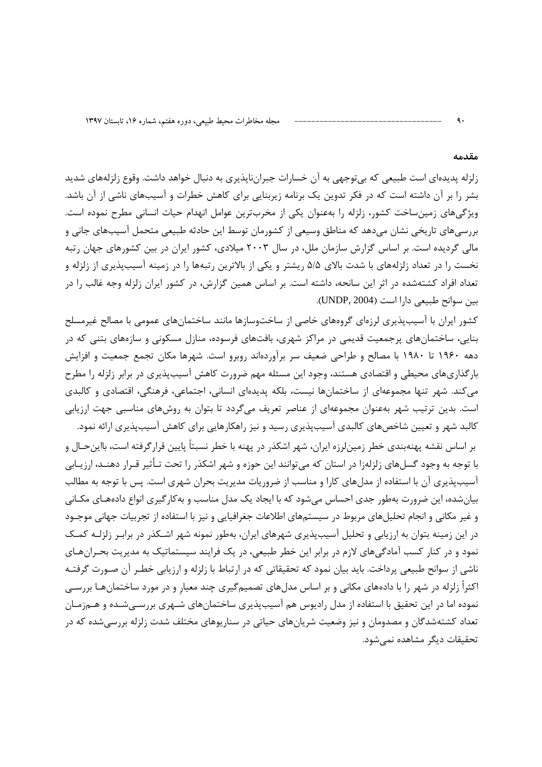## مقدمه

زلزله پدیده‌ای است طبیعی که بی‌توجهی به آن خسارات جبران‌ناپذیری به دنبال خواهد داشت. وقوع زلزله‌های شدید بشر را بر آن داشته است که در فکر تدوین یک برنامه زیربنایی برای کاهش خطرات و آسیب‌های ناشی از آن باشد. ویژگی‌های زمین‌ساخت کشور، زلزله را به‌عنوان یکی از مخرب‌ترین عوامل انهدام حیات انسانی مطرح نموده است. بررسی‌های تاریخی نشان می‌دهد که مناطق وسیعی از کشورمان توسط این حادثه طبیعی متحمل آسیب‌های جانی و مالی گردیده است. بر اساس گزارش سازمان ملل، در سال ۲۰۰۳ میلادی، کشور ایران در بین کشورهای جهان رتبه نخست را در تعداد زلزله‌های با شدت بالای ۵/۵ ریشتر و یکی از بالاترین رتبه‌ها را در زمینه آسیب‌پذیری از زلزله و تعداد افراد کشته‌شده در اثر این سانحه، داشته است. بر اساس همین گزارش، در کشور ایران زلزله وجه غالب را در بین سوانح طبیعی دارا است (UNDP, 2004).

کشور ایران با آسیب‌پذیری لرزه‌ای گروه‌های خاصی از ساخت‌وسازها مانند ساختمان‌های عمومی با مصالح غیرمسلح بنایی، ساختمان‌های پرجمعیت قدیمی در مراکز شهری، بافت‌های فرسوده، منازل مسکونی و سازه‌های بتنی که در دهه ۱۹۶۰ تا ۱۹۸۰ با مصالح و طراحی ضعیف سر برآورده‌اند روبرو است. شهرها مکان تجمع جمعیت و افزایش بارگذاری‌های محیطی و اقتصادی هستند، وجود این مسئله مهم ضرورت کاهش آسیب‌پذیری در برابر زلزله را مطرح می‌کند. شهر تنها مجموعه‌ای از ساختمان‌ها نیست، بلکه پدیده‌ای انسانی، اجتماعی، فرهنگی، اقتصادی و کالبدی است. بدین ترتیب شهر به‌عنوان مجموعه‌ای از عناصر تعریف می‌گردد تا بتوان به روش‌های مناسبی جهت ارزیابی کالبد شهر و تعیین شاخص‌های کالبدی آسیب‌پذیری رسید و نیز راهکارهایی برای کاهش آسیب‌پذیری ارائه نمود.

بر اساس نقشه پهنه‌بندی خطر زمین‌لرزه ایران، شهر اشکذر در پهنه با خطر نسبتاً پایین قرارگرفته است، بااین‌حال و با توجه به وجود گسل‌های زلزله‌زا در استان که می‌توانند این حوزه و شهر اشکذر را تحت تأثیر قرار دهند، ارزیابی آسیب‌پذیری آن با استفاده از مدل‌های کارا و مناسب از ضروریات مدیریت بحران شهری است. پس با توجه به مطالب بیان‌شده، این ضرورت به‌طور جدی احساس می‌شود که با ایجاد یک مدل مناسب و به‌کارگیری انواع داده‌های مکانی و غیر مکانی و انجام تحلیل‌های مربوط در سیستم‌های اطلاعات جغرافیایی و نیز با استفاده از تجربیات جهانی موجود در این زمینه بتوان به ارزیابی و تحلیل آسیب‌پذیری شهرهای ایران، به‌طور نمونه شهر اشکذر در برابر زلزله کمک نمود و در کنار کسب آمادگی‌های لازم در برابر این خطر طبیعی، در یک فرایند سیستماتیک به مدیریت بحران‌های ناشی از سوانح طبیعی پرداخت. باید بیان نمود که تحقیقاتی که در ارتباط با زلزله و ارزیابی خطر آن صورت گرفته اکثراً زلزله در شهر را با داده‌های مکانی و بر اساس مدل‌های تصمیم‌گیری چند معیارِ و در مورد ساختمان‌ها بررسی نموده اما در این تحقیق با استفاده از مدل رادیوس هم آسیب‌پذیری ساختمان‌های شهری بررسی‌شده و هم‌زمان تعداد کشته‌شدگان و مصدومان و نیز وضعیت شریان‌های حیاتی در سناریوهای مختلف شدت زلزله بررسی‌شده که در تحقیقات دیگر مشاهده نمی‌شود.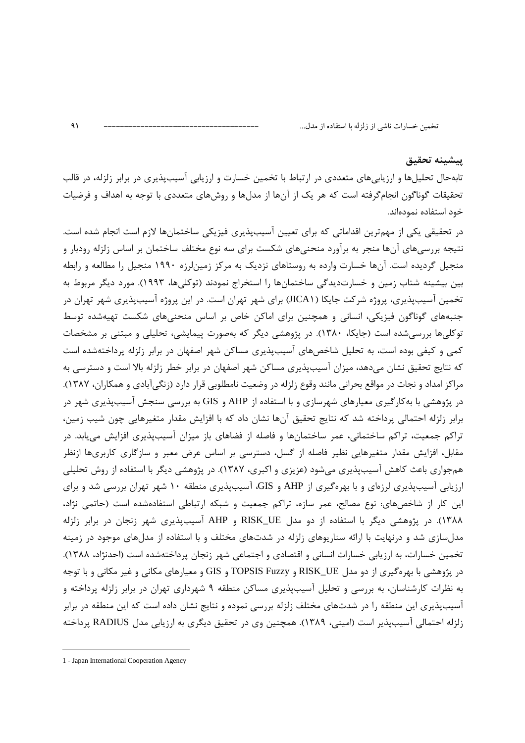## پیشینه تحقیق

تابه‌حال تحلیل‌ها و ارزیابی‌های متعددی در ارتباط با تخمین خسارت و ارزیابی آسیب‌پذیری در برابر زلزله، در قالب تحقیقات گوناگون انجام‌گرفته است که هر یک از آن‌ها از مدل‌ها و روش‌های متعددی با توجه به اهداف و فرضیات خود استفاده نموده‌اند.

در تحقیقی یکی از مهم‌ترین اقداماتی که برای تعیین آسیب‌پذیری فیزیکی ساختمان‌ها لازم است انجام شده است. نتیجه بررسی‌های آن‌ها منجر به برآورد منحنی‌های شکست برای سه نوع مختلف ساختمان بر اساس زلزله رودبار و منجیل گردیده است. آن‌ها خسارت وارده به روستاهای نزدیک به مرکز زمین‌لرزه ۱۹۹۰ منجیل را مطالعه و رابطه بین بیشینه شتاب زمین و خسارت‌دیدگی ساختمان‌ها را استخراج نمودند (توکلی‌ها، ۱۹۹۳). مورد دیگر مربوط به تخمین آسیب‌پذیری، پروژه شرکت جایکا (JICA[1]) برای شهر تهران است. در این پروژه آسیب‌پذیری شهر تهران در جنبه‌های گوناگون فیزیکی، انسانی و همچنین برای اماکن خاص بر اساس منحنی‌های شکست تهیه‌شده توسط توکلی‌ها بررسی‌شده است (جایکا، ۱۳۸۰). در پژوهشی دیگر که به‌صورت پیمایشی، تحلیلی و مبتنی بر مشخصات کمی و کیفی بوده است، به تحلیل شاخص‌های آسیب‌پذیری مساکن شهر اصفهان در برابر زلزله پرداخته‌شده است که نتایج تحقیق نشان می‌دهد، میزان آسیب‌پذیری مساکن شهر اصفهان در برابر خطر زلزله بالا است و دسترسی به مراکز امداد و نجات در مواقع بحرانی مانند وقوع زلزله در وضعیت نامطلوبی قرار دارد (زنگی‌آبادی و همکاران، ۱۳۸۷). در پژوهشی با به‌کارگیری معیارهای شهرسازی و با استفاده از AHP و GIS به بررسی سنجش آسیب‌پذیری شهر در برابر زلزله احتمالی پرداخته شد که نتایج تحقیق آن‌ها نشان داد که با افزایش مقدار متغیرهایی چون شیب زمین، تراکم جمعیت، تراکم ساختمانی، عمر ساختمان‌ها و فاصله از فضاهای باز میزان آسیب‌پذیری افزایش می‌یابد. در مقابل، افزایش مقدار متغیرهایی نظیر فاصله از گسل، دسترسی بر اساس عرض معبر و سازگاری کاربری‌ها ازنظر هم‌جواری باعث کاهش آسیب‌پذیری می‌شود (عزیزی و اکبری، ۱۳۸۷). در پژوهشی دیگر با استفاده از روش تحلیلی ارزیابی آسیب‌پذیری لرزه‌ای و با بهره‌گیری از AHP و GIS، آسیب‌پذیری منطقه ۱۰ شهر تهران بررسی شد و برای این کار از شاخص‌های: نوع مصالح، عمر سازه، تراکم جمعیت و شبکه ارتباطی استفاده‌شده است (حاتمی نژاد، ۱۳۸۸). در پژوهشی دیگر با استفاده از دو مدل RISK_UE و AHP آسیب‌پذیری شهر زنجان در برابر زلزله مدل‌سازی شد و درنهایت با ارائه سناریوهای زلزله در شدت‌های مختلف و با استفاده از مدل‌های موجود در زمینه تخمین خسارات، به ارزیابی خسارات انسانی و اقتصادی و اجتماعی شهر زنجان پرداخته‌شده است (احدنژاد، ۱۳۸۸). در پژوهشی با بهره‌گیری از دو مدل RISK_UE و TOPSIS Fuzzy و GIS و معیارهای مکانی و غیر مکانی و با توجه به نظرات کارشناسان، به بررسی و تحلیل آسیب‌پذیری مساکن منطقه ۹ شهرداری تهران در برابر زلزله پرداخته و آسیب‌پذیری این منطقه را در شدت‌های مختلف زلزله بررسی نموده و نتایج نشان داده است که این منطقه در برابر زلزله احتمالی آسیب‌پذیر است (امینی، ۱۳۸۹). همچنین وی در تحقیق دیگری به ارزیابی مدل RADIUS پرداخته

---

1 - Japan International Cooperation Agency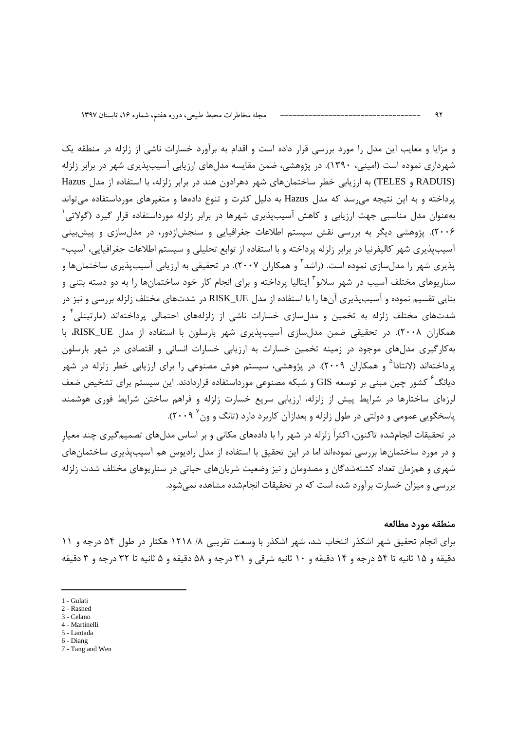و مزایا و معایب این مدل را مورد بررسی قرار داده است و اقدام به برآورد خسارات ناشی از زلزله در منطقه یک شهرداری نموده است (امینی، ۱۳۹۰). در پژوهشی، ضمن مقایسه مدل‌های ارزیابی آسیب‌پذیری شهر در برابر زلزله (RADUIS و TELES) به ارزیابی خطر ساختمان‌های شهر دهرادون هند در برابر زلزله، با استفاده از مدل Hazus پرداخته و به این نتیجه می‌رسد که مدل Hazus به دلیل کثرت و تنوع داده‌ها و متغیرهای مورداستفاده می‌تواند به‌عنوان مدل مناسبی جهت ارزیابی و کاهش آسیب‌پذیری شهرها در برابر زلزله مورداستفاده قرار گیرد (گولاتی[1] ۲۰۰۶). پژوهشی دیگر به بررسی نقش سیستم اطلاعات جغرافیایی و سنجش‌ازدور، در مدل‌سازی و پیش‌بینی آسیب‌پذیری شهر کالیفرنیا در برابر زلزله پرداخته و با استفاده از توابع تحلیلی و سیستم اطلاعات جغرافیایی، آسیب-پذیری شهر را مدل‌سازی نموده است. (راشد[2] و همکاران ۲۰۰۷). در تحقیقی به ارزیابی آسیب‌پذیری ساختمان‌ها و سناریوهای مختلف آسیب در شهر سلانو[3] ایتالیا پرداخته و برای انجام کار خود ساختمان‌ها را به دو دسته بتنی و بنایی تقسیم نموده و آسیب‌پذیری آن‌ها را با استفاده از مدل RISK_UE در شدت‌های مختلف زلزله بررسی و نیز در شدت‌های مختلف زلزله به تخمین و مدل‌سازی خسارات ناشی از زلزله‌های احتمالی پرداخته‌اند (مارتینلی[4] و همکاران ۲۰۰۸). در تحقیقی ضمن مدل‌سازی آسیب‌پذیری شهر بارسلون با استفاده از مدل RISK_UE، با به‌کارگیری مدل‌های موجود در زمینه تخمین خسارات به ارزیابی خسارات انسانی و اقتصادی در شهر بارسلون پرداخته‌اند (لانتادا[5] و همکاران ۲۰۰۹). در پژوهشی، سیستم هوش مصنوعی را برای ارزیابی خطر زلزله در شهر دیانگ[6] کشور چین مبنی بر توسعه GIS و شبکه مصنوعی مورداستفاده قراردادند. این سیستم برای تشخیص ضعف لرزه‌ای ساختارها در شرایط پیش از زلزله، ارزیابی سریع خسارت زلزله و فراهم ساختن شرایط فوری هوشمند پاسخگویی عمومی و دولتی در طول زلزله و بعدازآن کاربرد دارد (تانگ و ون[7] ۲۰۰۹).

در تحقیقات انجام‌شده تاکنون، اکثراً زلزله در شهر را با داده‌های مکانی و بر اساس مدل‌های تصمیم‌گیری چند معیارِ و در مورد ساختمان‌ها بررسی نموده‌اند اما در این تحقیق با استفاده از مدل رادیوس هم آسیب‌پذیری ساختمان‌های شهری و هم‌زمان تعداد کشته‌شدگان و مصدومان و نیز وضعیت شریان‌های حیاتی در سناریوهای مختلف شدت زلزله بررسی و میزان خسارت برآورد شده است که در تحقیقات انجام‌شده مشاهده نمی‌شود.

## منطقه مورد مطالعه

برای انجام تحقیق شهر اشکذر انتخاب شد، شهر اشکذر با وسعت تقریبی ۱۲۱۸/ ۸ هکتار در طول ۵۴ درجه و ۱۱ دقیقه و ۱۵ ثانیه تا ۵۴ درجه و ۱۴ دقیقه و ۱۰ ثانیه شرقی و ۳۱ درجه و ۵۸ دقیقه و ۵ ثانیه تا ۳۲ درجه و ۳ دقیقه

---

1 - Gulati
2 - Rashed
3 - Celano
4 - Martinelli
5 - Lantada
6 - Diang
7 - Tang and Wen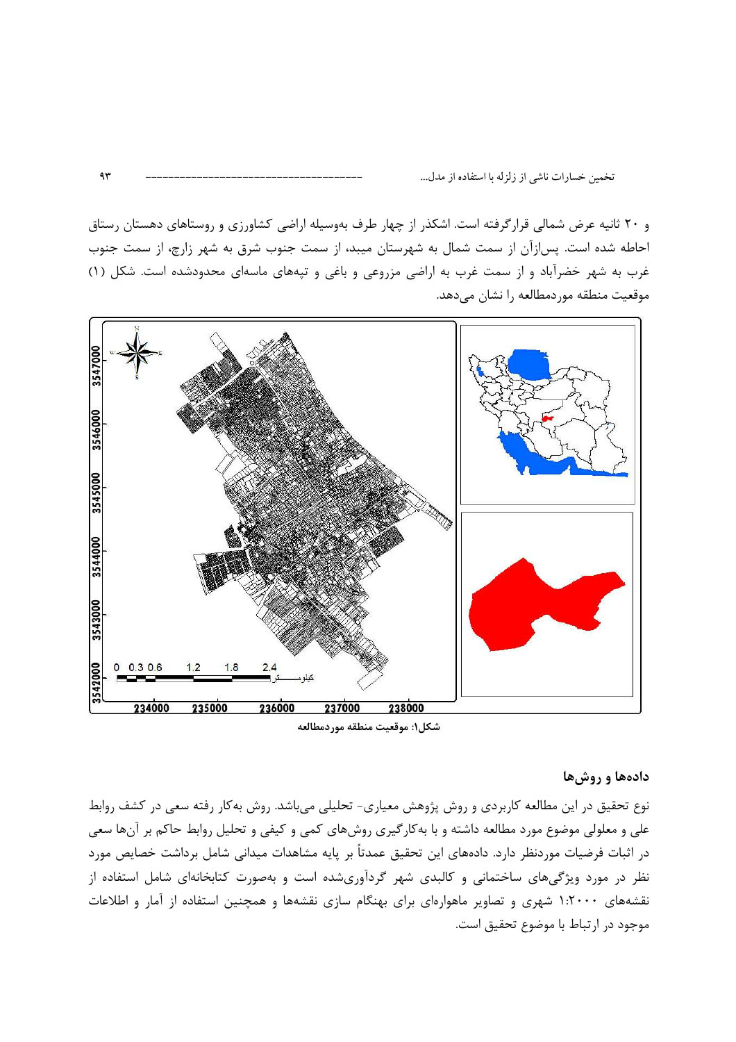و ۲۰ ثانیه عرض شمالی قرارگرفته است. اشکذر از چهار طرف به‌وسیله اراضی کشاورزی و روستاهای دهستان رستاق احاطه شده است. پس‌ازآن از سمت شمال به شهرستان میبد، از سمت جنوب شرق به شهر زارچ، از سمت جنوب غرب به شهر خضرآباد و از سمت غرب به اراضی مزروعی و باغی و تپه‌های ماسه‌ای محدودشده است. شکل (۱) موقعیت منطقه موردمطالعه را نشان می‌دهد.

**شکل۱: موقعیت منطقه موردمطالعه**

## داده‌ها و روش‌ها

نوع تحقیق در این مطالعه کاربردی و روش پژوهش معیاری- تحلیلی می‌باشد. روش به‌کار رفته سعی در کشف روابط علی و معلولی موضوع مورد مطالعه داشته و با به‌کارگیری روش‌های کمی و کیفی و تحلیل روابط حاکم بر آن‌ها سعی در اثبات فرضیات موردنظر دارد. داده‌های این تحقیق عمدتاً بر پایه مشاهدات میدانی شامل برداشت خصایص مورد نظر در مورد ویژگی‌های ساختمانی و کالبدی شهر گردآوری‌شده است و به‌صورت کتابخانه‌ای شامل استفاده از نقشه‌های ۱:۲۰۰۰ شهری و تصاویر ماهواره‌ای برای بهنگام سازی نقشه‌ها و همچنین استفاده از آمار و اطلاعات موجود در ارتباط با موضوع تحقیق است.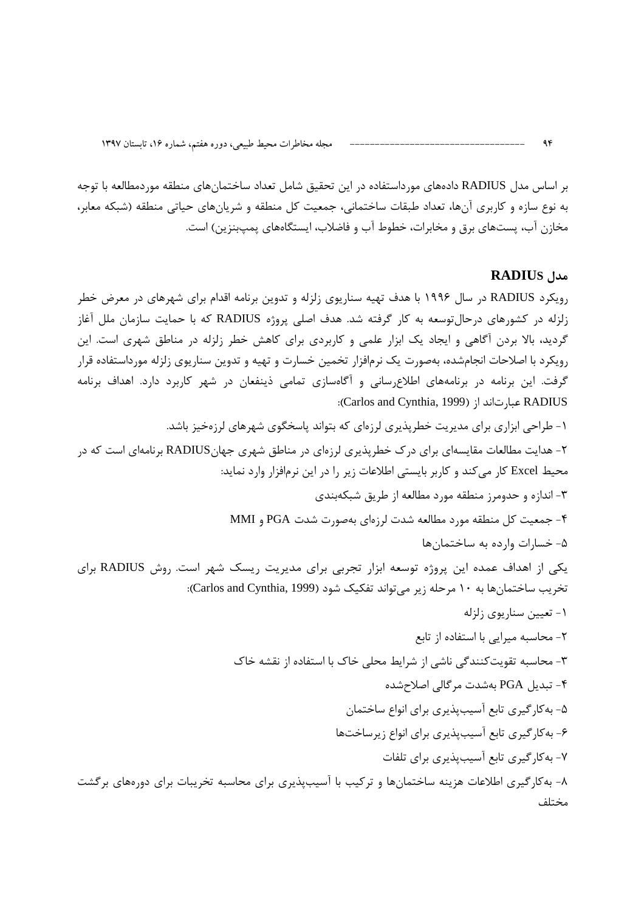بر اساس مدل RADIUS داده‌های مورداستفاده در این تحقیق شامل تعداد ساختمان‌های منطقه موردمطالعه با توجه به نوع سازه و کاربری آن‌ها، تعداد طبقات ساختمانی، جمعیت کل منطقه و شریان‌های حیاتی منطقه (شبکه معابر، مخازن آب، پست‌های برق و مخابرات، خطوط آب و فاضلاب، ایستگاه‌های پمپ‌بنزین) است.

## مدل RADIUS

رویکرد RADIUS در سال ۱۹۹۶ با هدف تهیه سناریوی زلزله و تدوین برنامه اقدام برای شهرهای در معرض خطر زلزله در کشورهای درحال‌توسعه به کار گرفته شد. هدف اصلی پروژه RADIUS که با حمایت سازمان ملل آغاز گردید، بالا بردن آگاهی و ایجاد یک ابزار علمی و کاربردی برای کاهش خطر زلزله در مناطق شهری است. این رویکرد با اصلاحات انجام‌شده، به‌صورت یک نرم‌افزار تخمین خسارت و تهیه و تدوین سناریوی زلزله مورداستفاده قرار گرفت. این برنامه در برنامه‌های اطلاع‌رسانی و آگاه‌سازی تمامی ذینفعان در شهر کاربرد دارد. اهداف برنامه RADIUS عبارت‌اند از (Carlos and Cynthia, 1999):

۱- طراحی ابزاری برای مدیریت خطرپذیری لرزه‌ای که بتواند پاسخگوی شهرهای لرزه‌خیز باشد.

۲- هدایت مطالعات مقایسه‌ای برای درک خطرپذیری لرزه‌ای در مناطق شهری جهانRADIUS برنامه‌ای است که در محیط Excel کار می‌کند و کاربر بایستی اطلاعات زیر را در این نرم‌افزار وارد نماید:

۳- اندازه و حدومرز منطقه مورد مطالعه از طریق شبکه‌بندی

۴- جمعیت کل منطقه مورد مطالعه شدت لرزه‌ای به‌صورت شدت PGA و MMI

۵- خسارات وارده به ساختمان‌ها

یکی از اهداف عمده این پروژه توسعه ابزار تجربی برای مدیریت ریسک شهر است. روش RADIUS برای تخریب ساختمان‌ها به ۱۰ مرحله زیر می‌تواند تفکیک شود (Carlos and Cynthia, 1999):

۱- تعیین سناریوی زلزله

۲- محاسبه میرایی با استفاده از تابع

۳- محاسبه تقویت‌کنندگی ناشی از شرایط محلی خاک با استفاده از نقشه خاک

۴- تبدیل PGA به‌شدت مرگالی اصلاح‌شده

۵- به‌کارگیری تابع آسیب‌پذیری برای انواع ساختمان

۶- به‌کارگیری تابع آسیب‌پذیری برای انواع زیرساخت‌ها

۷- به‌کارگیری تابع آسیب‌پذیری برای تلفات

۸- به‌کارگیری اطلاعات هزینه ساختمان‌ها و ترکیب با آسیب‌پذیری برای محاسبه تخریبات برای دوره‌های برگشت مختلف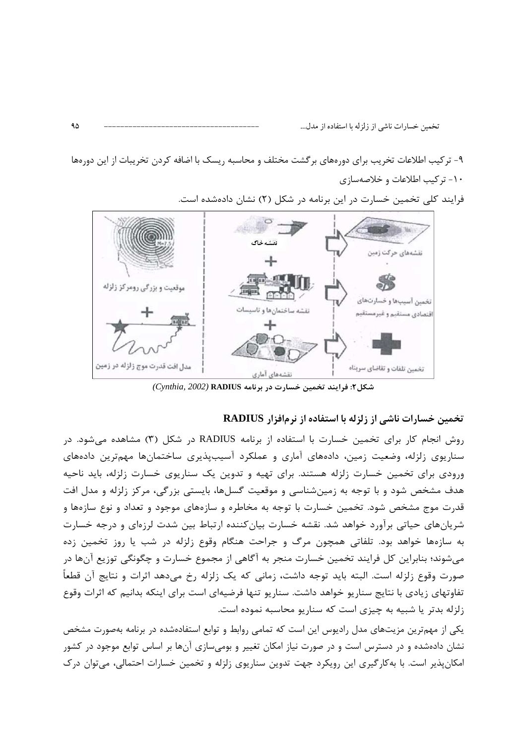۹- ترکیب اطلاعات تخریب برای دوره‌های برگشت مختلف و محاسبه ریسک با اضافه کردن تخریبات از این دوره‌ها

۱۰- ترکیب اطلاعات و خلاصه‌سازی

فرایند کلی تخمین خسارت در این برنامه در شکل (۲) نشان داده‌شده است.

**شکل۲: فرایند تخمین خسارت در برنامه RADIUS** *(Cynthia, 2002)*

## تخمین خسارات ناشی از زلزله با استفاده از نرم‌افزار RADIUS

روش انجام کار برای تخمین خسارت با استفاده از برنامه RADIUS در شکل (۳) مشاهده می‌شود. در سناریوی زلزله، وضعیت زمین، داده‌های آماری و عملکرد آسیب‌پذیری ساختمان‌ها مهم‌ترین داده‌های ورودی برای تخمین خسارت زلزله هستند. برای تهیه و تدوین یک سناریوی خسارت زلزله، باید ناحیه هدف مشخص شود و با توجه به زمین‌شناسی و موقعیت گسل‌ها، بایستی بزرگی، مرکز زلزله و مدل افت قدرت موج مشخص شود. تخمین خسارت با توجه به مخاطره و سازه‌های موجود و تعداد و نوع سازه‌ها و شریان‌های حیاتی برآورد خواهد شد. نقشه خسارت بیان‌کننده ارتباط بین شدت لرزه‌ای و درجه خسارت به سازه‌ها خواهد بود. تلفاتی همچون مرگ و جراحت هنگام وقوع زلزله در شب یا روز تخمین زده می‌شوند؛ بنابراین کل فرایند تخمین خسارت منجر به آگاهی از مجموع خسارت و چگونگی توزیع آن‌ها در صورت وقوع زلزله است. البته باید توجه داشت، زمانی که یک زلزله رخ می‌دهد اثرات و نتایج آن قطعاً تفاوتهای زیادی با نتایج سناریو خواهد داشت. سناریو تنها فرضیه‌ای است برای اینکه بدانیم که اثرات وقوع زلزله بدتر یا شبیه به چیزی است که سناریو محاسبه نموده است.

یکی از مهم‌ترین مزیت‌های مدل رادیوس این است که تمامی روابط و توابع استفاده‌شده در برنامه به‌صورت مشخص نشان داده‌شده و در دسترس است و در صورت نیاز امکان تغییر و بومی‌سازی آن‌ها بر اساس توابع موجود در کشور امکان‌پذیر است. با به‌کارگیری این رویکرد جهت تدوین سناریوی زلزله و تخمین خسارات احتمالی، می‌توان درک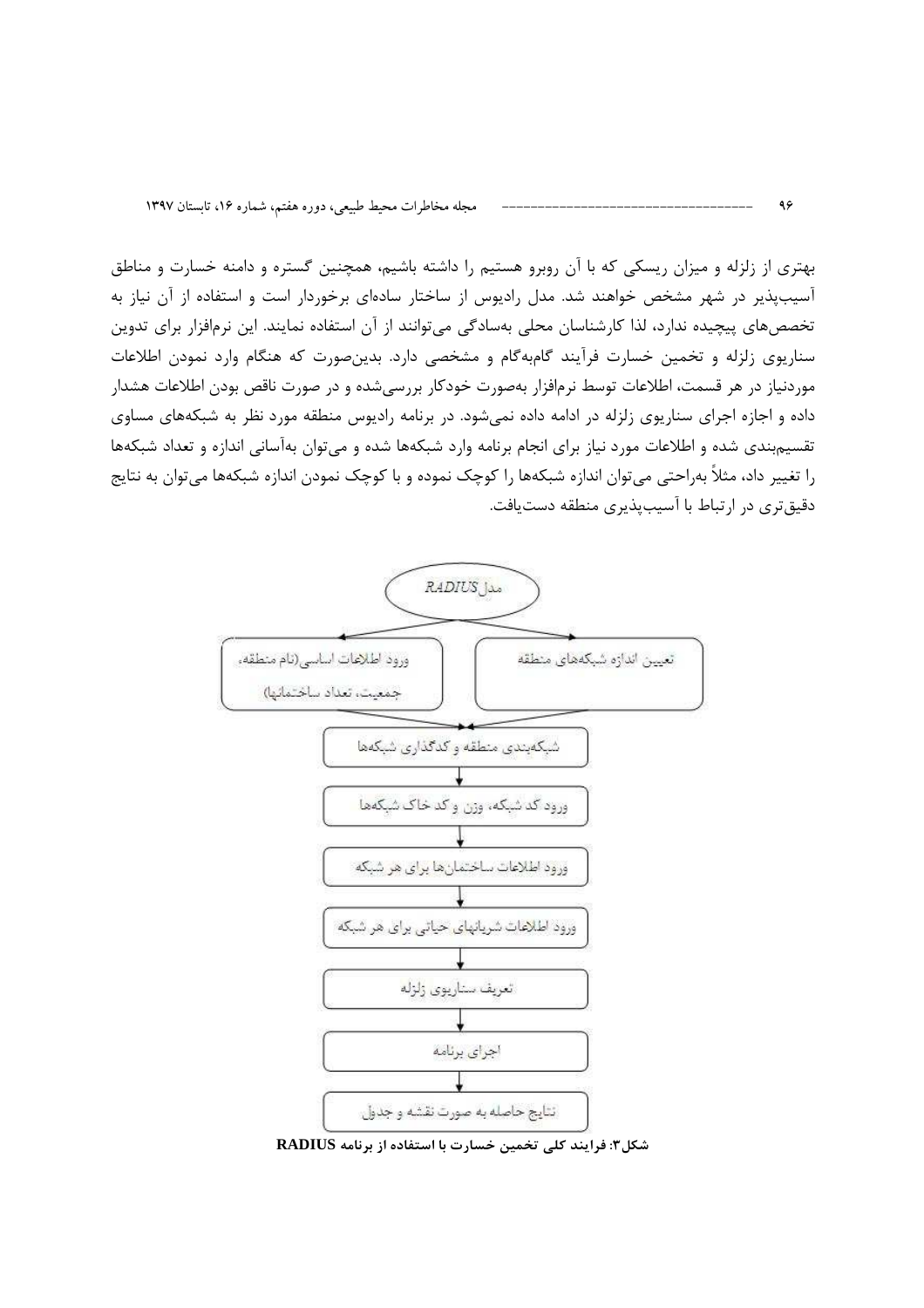بهتری از زلزله و میزان ریسکی که با آن روبرو هستیم را داشته باشیم، همچنین گستره و دامنه خسارت و مناطق آسیب‌پذیر در شهر مشخص خواهند شد. مدل رادیوس از ساختار ساده‌ای برخوردار است و استفاده از آن نیاز به تخصص‌های پیچیده ندارد، لذا کارشناسان محلی به‌سادگی می‌توانند از آن استفاده نمایند. این نرم‌افزار برای تدوین سناریوی زلزله و تخمین خسارت فرآیند گام‌به‌گام و مشخصی دارد. بدین‌صورت که هنگام وارد نمودن اطلاعات موردنیاز در هر قسمت، اطلاعات توسط نرم‌افزار به‌صورت خودکار بررسی‌شده و در صورت ناقص بودن اطلاعات هشدار داده و اجازه اجرای سناریوی زلزله در ادامه داده نمی‌شود. در برنامه رادیوس منطقه مورد نظر به شبکه‌های مساوی تقسیم‌بندی شده و اطلاعات مورد نیاز برای انجام برنامه وارد شبکه‌ها شده و می‌توان به‌آسانی اندازه و تعداد شبکه‌ها را تغییر داد، مثلاً به‌راحتی می‌توان اندازه شبکه‌ها را کوچک نموده و با کوچک نمودن اندازه شبکه‌ها می‌توان به نتایج دقیق‌تری در ارتباط با آسیب‌پذیری منطقه دست‌یافت.

مدل RADIUS

- تعیین اندازه شبکه‌های منطقه
- ورود اطلاعات اساسی (نام منطقه، جمعیت، تعداد ساختمانها)
- شبکه‌بندی منطقه و کدگذاری شبکه‌ها
- ورود کد شبکه، وزن و کد خاک شبکه‌ها
- ورود اطلاعات ساختمان‌ها برای هر شبکه
- ورود اطلاعات شریانهای حیاتی برای هر شبکه
- تعریف سناریوی زلزله
- اجرای برنامه
- نتایج حاصله به صورت نقشه و جدول

**شکل۳: فرایند کلی تخمین خسارت با استفاده از برنامه RADIUS**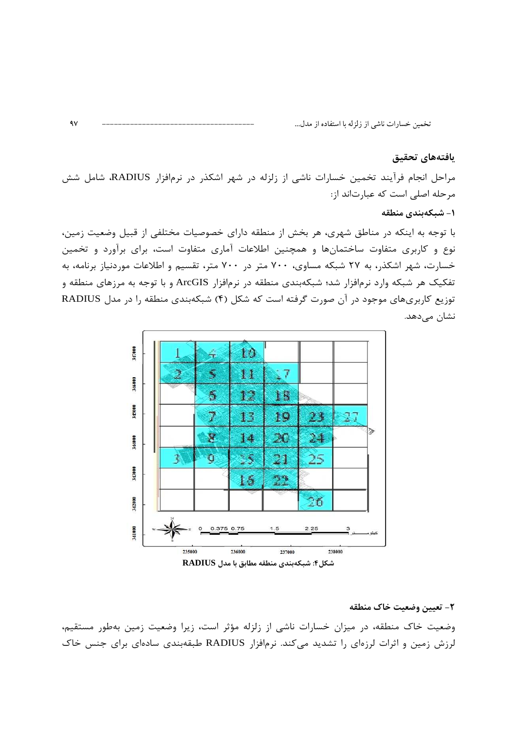## یافته‌های تحقیق

مراحل انجام فرآیند تخمین خسارات ناشی از زلزله در شهر اشکذر در نرم‌افزار RADIUS، شامل شش مرحله اصلی است که عبارت‌اند از:

### ۱- شبکه‌بندی منطقه

با توجه به اینکه در مناطق شهری، هر بخش از منطقه دارای خصوصیات مختلفی از قبیل وضعیت زمین، نوع و کاربری متفاوت ساختمان‌ها و همچنین اطلاعات آماری متفاوت است، برای برآورد و تخمین خسارت، شهر اشکذر، به ۲۷ شبکه مساوی، ۷۰۰ متر در ۷۰۰ متر، تقسیم و اطلاعات موردنیاز برنامه، به تفکیک هر شبکه وارد نرم‌افزار شد؛ شبکه‌بندی منطقه در نرم‌افزار ArcGIS و با توجه به مرزهای منطقه و توزیع کاربری‌های موجود در آن صورت گرفته است که شکل (۴) شبکه‌بندی منطقه را در مدل RADIUS نشان می‌دهد.

شکل۴: شبکه‌بندی منطقه مطابق با مدل RADIUS

### ۲- تعیین وضعیت خاک منطقه

وضعیت خاک منطقه، در میزان خسارات ناشی از زلزله مؤثر است، زیرا وضعیت زمین به‌طور مستقیم، لرزش زمین و اثرات لرزه‌ای را تشدید می‌کند. نرم‌افزار RADIUS طبقه‌بندی ساده‌ای برای جنس خاک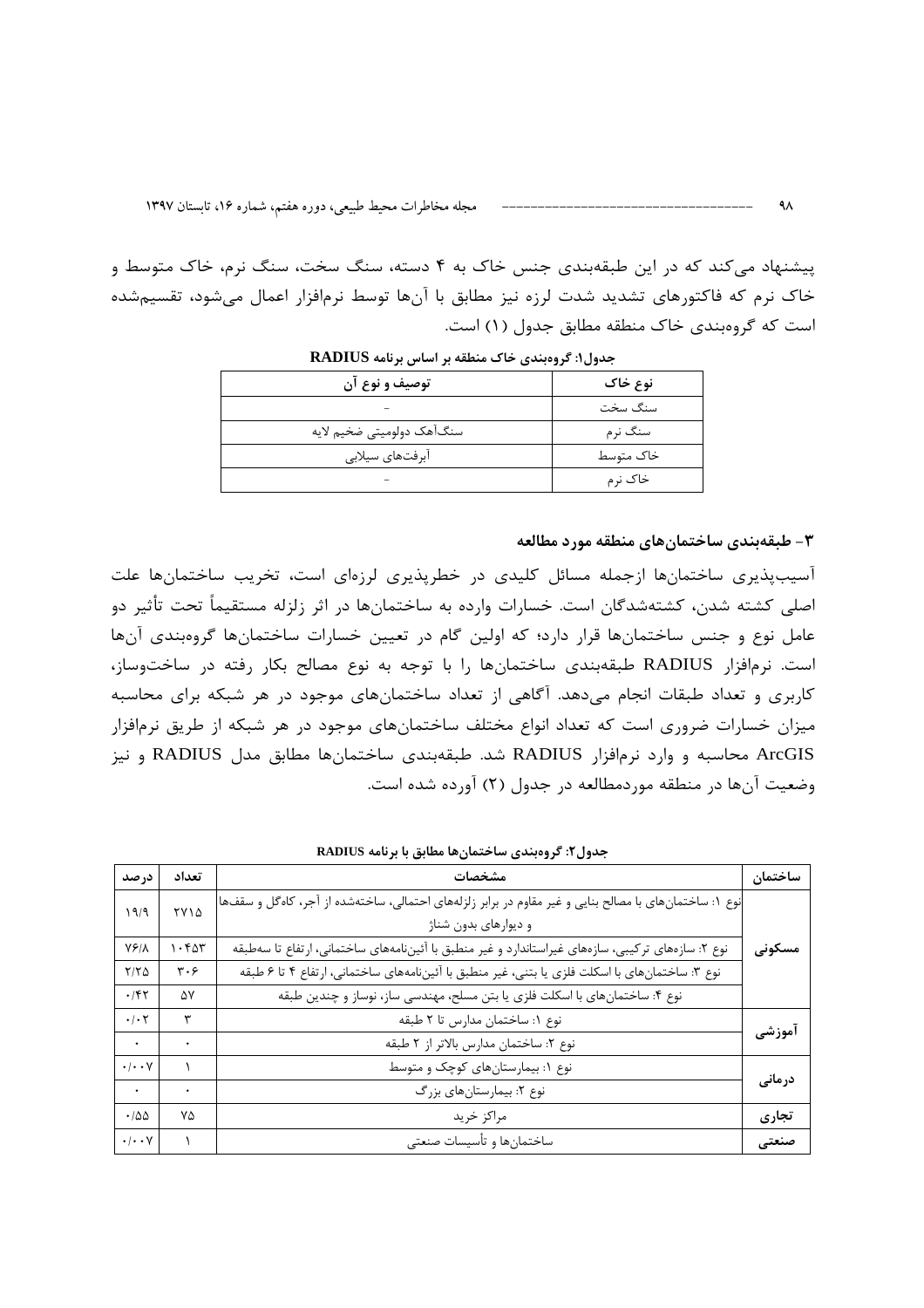پیشنهاد می‌کند که در این طبقه‌بندی جنس خاک به ۴ دسته، سنگ سخت، سنگ نرم، خاک متوسط و خاک نرم که فاکتورهای تشدید شدت لرزه نیز مطابق با آن‌ها توسط نرم‌افزار اعمال می‌شود، تقسیم‌شده است که گروه‌بندی خاک منطقه مطابق جدول (۱) است.

**جدول۱: گروه‌بندی خاک منطقه بر اساس برنامه RADIUS**

| نوع خاک | توصیف و نوع آن |
|---|---|
| سنگ سخت | - |
| سنگ نرم | سنگ‌آهک دولومیتی ضخیم لایه |
| خاک متوسط | آبرفت‌های سیلابی |
| خاک نرم | - |

## ۳- طبقه‌بندی ساختمان‌های منطقه مورد مطالعه

آسیب‌پذیری ساختمان‌ها ازجمله مسائل کلیدی در خطرپذیری لرزه‌ای است، تخریب ساختمان‌ها علت اصلی کشته شدن، کشته‌شدگان است. خسارات وارده به ساختمان‌ها در اثر زلزله مستقیماً تحت تأثیر دو عامل نوع و جنس ساختمان‌ها قرار دارد؛ که اولین گام در تعیین خسارات ساختمان‌ها گروه‌بندی آن‌ها است. نرم‌افزار RADIUS طبقه‌بندی ساختمان‌ها را با توجه به نوع مصالح بکار رفته در ساخت‌وساز، کاربری و تعداد طبقات انجام می‌دهد. آگاهی از تعداد ساختمان‌های موجود در هر شبکه برای محاسبه میزان خسارات ضروری است که تعداد انواع مختلف ساختمان‌های موجود در هر شبکه از طریق نرم‌افزار ArcGIS محاسبه و وارد نرم‌افزار RADIUS شد. طبقه‌بندی ساختمان‌ها مطابق مدل RADIUS و نیز وضعیت آن‌ها در منطقه موردمطالعه در جدول (۲) آورده شده است.

**جدول۲: گروه‌بندی ساختمان‌ها مطابق با برنامه RADIUS**

| ساختمان | مشخصات | تعداد | درصد |
|---|---|---|---|
| مسکونی | نوع ۱: ساختمان‌های با مصالح بنایی و غیر مقاوم در برابر زلزله‌های احتمالی، ساخته‌شده از آجر، کاه‌گل و سقف‌ها و دیوارهای بدون شناژ | ۲۷۱۵ | ۱۹/۹ |
| | نوع ۲: سازه‌های ترکیبی، سازه‌های غیراستاندارد و غیر منطبق با آئین‌نامه‌های ساختمانی، ارتفاع تا سه‌طبقه | ۱۰۴۵۳ | ۷۶/۸ |
| | نوع ۳: ساختمان‌های با اسکلت فلزی یا بتنی، غیر منطبق با آئین‌نامه‌های ساختمانی، ارتفاع ۴ تا ۶ طبقه | ۳۰۶ | ۲/۲۵ |
| | نوع ۴: ساختمان‌های با اسکلت فلزی یا بتن مسلح، مهندسی ساز، نوساز و چندین طبقه | ۵۷ | ۰/۴۲ |
| آموزشی | نوع ۱: ساختمان مدارس تا ۲ طبقه | ۳ | ۰/۰۲ |
| | نوع ۲: ساختمان مدارس بالاتر از ۲ طبقه | ۰ | ۰ |
| درمانی | نوع ۱: بیمارستان‌های کوچک و متوسط | ۱ | ۰/۰۰۷ |
| | نوع ۲: بیمارستان‌های بزرگ | ۰ | ۰ |
| تجاری | مراکز خرید | ۷۵ | ۰/۵۵ |
| صنعتی | ساختمان‌ها و تأسیسات صنعتی | ۱ | ۰/۰۰۷ |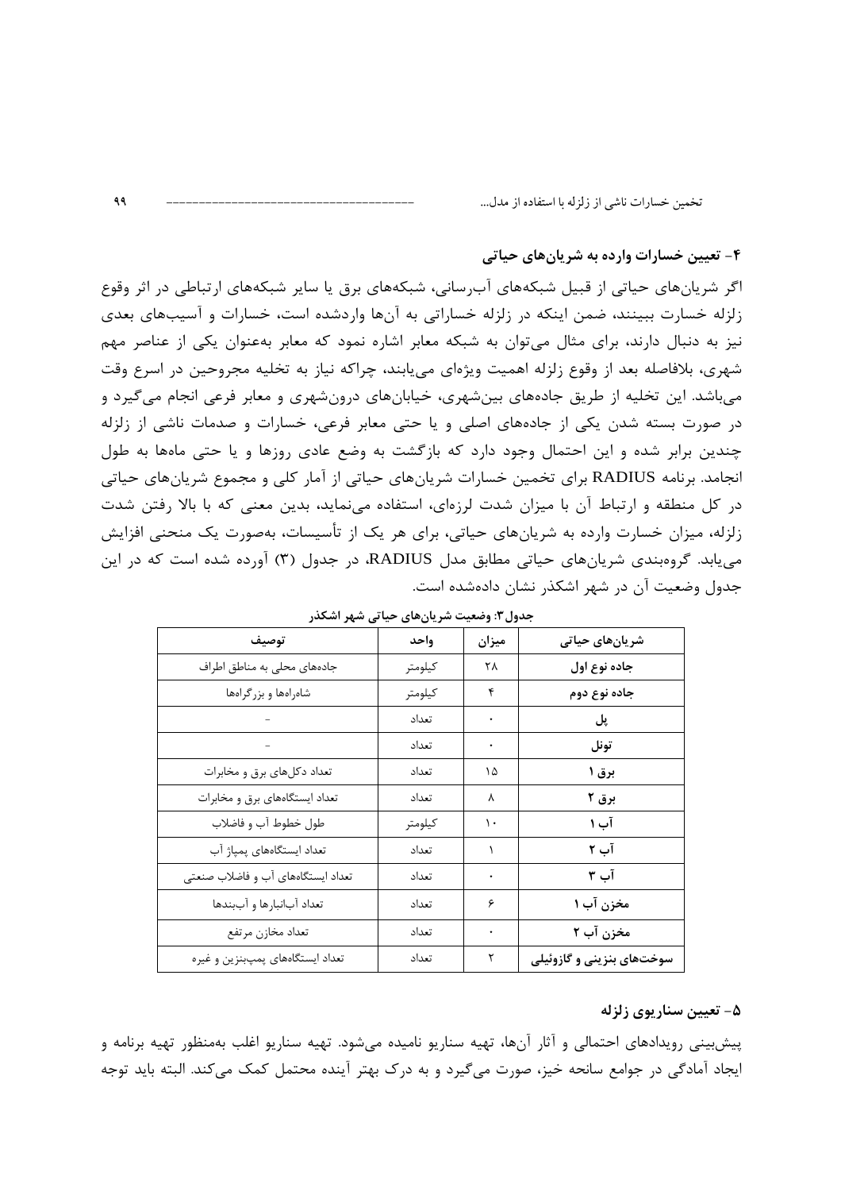## ۴- تعیین خسارات وارده به شریان‌های حیاتی

اگر شریان‌های حیاتی از قبیل شبکه‌های آب‌رسانی، شبکه‌های برق یا سایر شبکه‌های ارتباطی در اثر وقوع زلزله خسارت ببینند، ضمن اینکه در زلزله خساراتی به آن‌ها واردشده است، خسارات و آسیب‌های بعدی نیز به دنبال دارند، برای مثال می‌توان به شبکه معابر اشاره نمود که معابر به‌عنوان یکی از عناصر مهم شهری، بلافاصله بعد از وقوع زلزله اهمیت ویژه‌ای می‌یابند، چراکه نیاز به تخلیه مجروحین در اسرع وقت می‌باشد. این تخلیه از طریق جاده‌های بین‌شهری، خیابان‌های درون‌شهری و معابر فرعی انجام می‌گیرد و در صورت بسته شدن یکی از جاده‌های اصلی و یا حتی معابر فرعی، خسارات و صدمات ناشی از زلزله چندین برابر شده و این احتمال وجود دارد که بازگشت به وضع عادی روزها و یا حتی ماه‌ها به طول انجامد. برنامه RADIUS برای تخمین خسارات شریان‌های حیاتی از آمار کلی و مجموع شریان‌های حیاتی در کل منطقه و ارتباط آن با میزان شدت لرزه‌ای، استفاده می‌نماید، بدین معنی که با بالا رفتن شدت زلزله، میزان خسارت وارده به شریان‌های حیاتی، برای هر یک از تأسیسات، به‌صورت یک منحنی افزایش می‌یابد. گروه‌بندی شریان‌های حیاتی مطابق مدل RADIUS، در جدول (۳) آورده شده است که در این جدول وضعیت آن در شهر اشکذر نشان داده‌شده است.

**جدول ۳: وضعیت شریان‌های حیاتی شهر اشکذر**

| شریان‌های حیاتی | میزان | واحد | توصیف |
|---|---|---|---|
| **جاده نوع اول** | ۲۸ | کیلومتر | جاده‌های محلی به مناطق اطراف |
| **جاده نوع دوم** | ۴ | کیلومتر | شاه‌راه‌ها و بزرگراه‌ها |
| **پل** | ۰ | تعداد | - |
| **تونل** | ۰ | تعداد | - |
| **برق ۱** | ۱۵ | تعداد | تعداد دکل‌های برق و مخابرات |
| **برق ۲** | ۸ | تعداد | تعداد ایستگاه‌های برق و مخابرات |
| **آب ۱** | ۱۰ | کیلومتر | طول خطوط آب و فاضلاب |
| **آب ۲** | ۱ | تعداد | تعداد ایستگاه‌های پمپاژ آب |
| **آب ۳** | ۰ | تعداد | تعداد ایستگاه‌های آب و فاضلاب صنعتی |
| **مخزن آب ۱** | ۶ | تعداد | تعداد آب‌انبارها و آب‌بندها |
| **مخزن آب ۲** | ۰ | تعداد | تعداد مخازن مرتفع |
| **سوخت‌های بنزینی و گازوئیلی** | ۲ | تعداد | تعداد ایستگاه‌های پمپ‌بنزین و غیره |

## ۵- تعیین سناریوی زلزله

پیش‌بینی رویدادهای احتمالی و آثار آن‌ها، تهیه سناریو نامیده می‌شود. تهیه سناریو اغلب به‌منظور تهیه برنامه و ایجاد آمادگی در جوامع سانحه خیز، صورت می‌گیرد و به درک بهتر آینده محتمل کمک می‌کند. البته باید توجه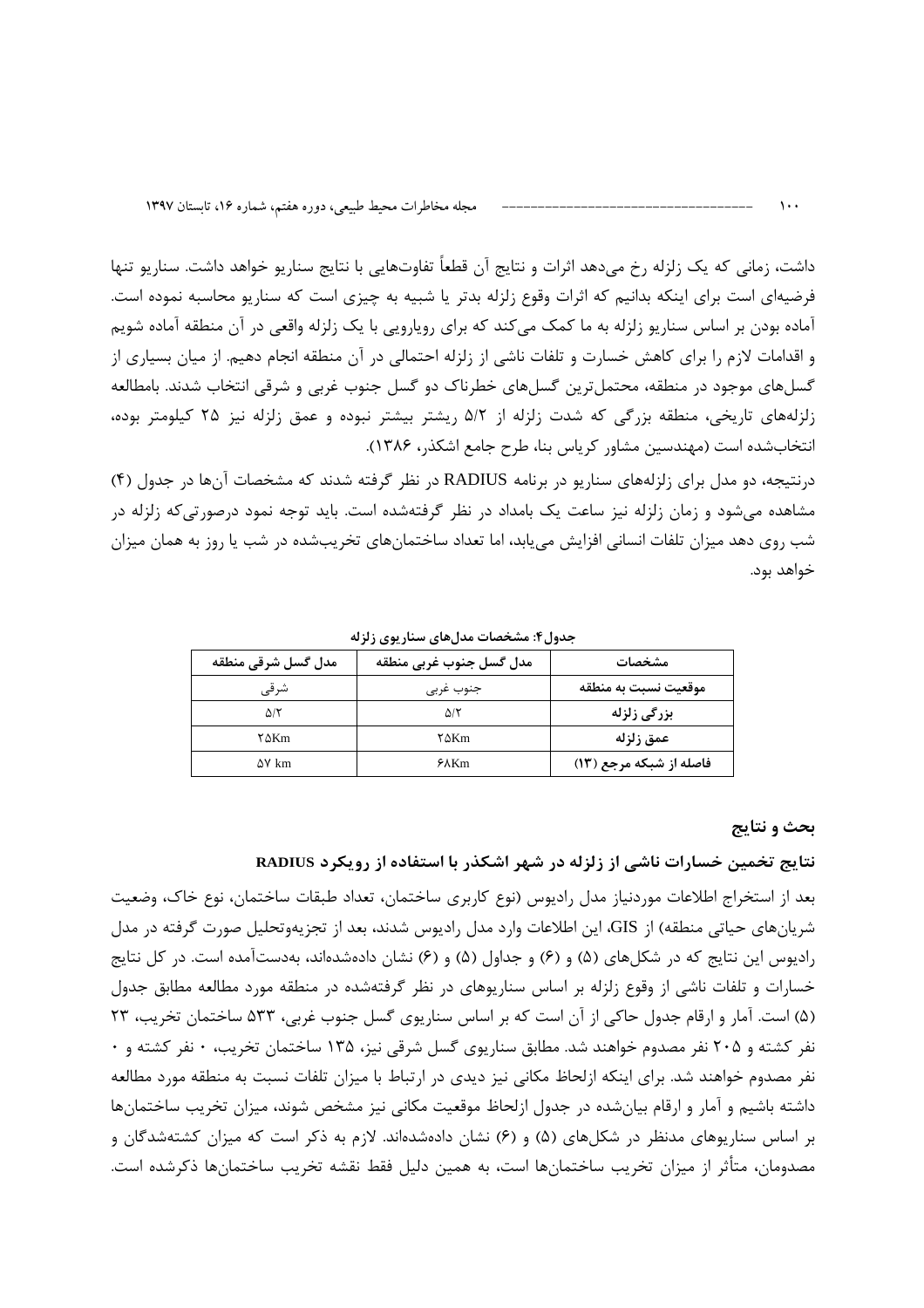داشت، زمانی که یک زلزله رخ می‌دهد اثرات و نتایج آن قطعاً تفاوت‌هایی با نتایج سناریو خواهد داشت. سناریو تنها فرضیه‌ای است برای اینکه بدانیم که اثرات وقوع زلزله بدتر یا شبیه به چیزی است که سناریو محاسبه نموده است. آماده بودن بر اساس سناریو زلزله به ما کمک می‌کند که برای رویارویی با یک زلزله واقعی در آن منطقه آماده شویم و اقدامات لازم را برای کاهش خسارت و تلفات ناشی از زلزله احتمالی در آن منطقه انجام دهیم. از میان بسیاری از گسل‌های موجود در منطقه، محتمل‌ترین گسل‌های خطرناک دو گسل جنوب غربی و شرقی انتخاب شدند. بامطالعه زلزله‌های تاریخی، منطقه بزرگی که شدت زلزله از ۵/۲ ریشتر بیشتر نبوده و عمق زلزله نیز ۲۵ کیلومتر بوده، انتخاب‌شده است (مهندسین مشاور کریاس بنا، طرح جامع اشکذر، ۱۳۸۶).

درنتیجه، دو مدل برای زلزله‌های سناریو در برنامه RADIUS در نظر گرفته شدند که مشخصات آن‌ها در جدول (۴) مشاهده می‌شود و زمان زلزله نیز ساعت یک بامداد در نظر گرفته‌شده است. باید توجه نمود درصورتی‌که زلزله در شب روی دهد میزان تلفات انسانی افزایش می‌یابد، اما تعداد ساختمان‌های تخریب‌شده در شب یا روز به همان میزان خواهد بود.

**جدول ۴: مشخصات مدل‌های سناریوی زلزله**

| مشخصات | مدل گسل جنوب غربی منطقه | مدل گسل شرقی منطقه |
|---|---|---|
| **موقعیت نسبت به منطقه** | جنوب غربی | شرقی |
| **بزرگی زلزله** | ۵/۲ | ۵/۲ |
| **عمق زلزله** | ۲۵Km | ۲۵Km |
| **فاصله از شبکه مرجع (۱۳)** | ۶۸Km | ۵۷ km |

## بحث و نتایج

### نتایج تخمین خسارات ناشی از زلزله در شهر اشکذر با استفاده از رویکرد RADIUS

بعد از استخراج اطلاعات موردنیاز مدل رادیوس (نوع کاربری ساختمان، تعداد طبقات ساختمان، نوع خاک، وضعیت شریان‌های حیاتی منطقه) از GIS، این اطلاعات وارد مدل رادیوس شدند، بعد از تجزیه‌وتحلیل صورت گرفته در مدل رادیوس این نتایج که در شکل‌های (۵) و (۶) و جداول (۵) و (۶) نشان داده‌شده‌اند، به‌دست‌آمده است. در کل نتایج خسارات و تلفات ناشی از وقوع زلزله بر اساس سناریوهای در نظر گرفته‌شده در منطقه مورد مطالعه مطابق جدول (۵) است. آمار و ارقام جدول حاکی از آن است که بر اساس سناریوی گسل جنوب غربی، ۵۳۳ ساختمان تخریب، ۲۳ نفر کشته و ۲۰۵ نفر مصدوم خواهند شد. مطابق سناریوی گسل شرقی نیز، ۱۳۵ ساختمان تخریب، ۰ نفر کشته و ۰ نفر مصدوم خواهند شد. برای اینکه ازلحاظ مکانی نیز دیدی در ارتباط با میزان تلفات نسبت به منطقه مورد مطالعه داشته باشیم و آمار و ارقام بیان‌شده در جدول ازلحاظ موقعیت مکانی نیز مشخص شوند، میزان تخریب ساختمان‌ها بر اساس سناریوهای مدنظر در شکل‌های (۵) و (۶) نشان داده‌شده‌اند. لازم به ذکر است که میزان کشته‌شدگان و مصدومان، متأثر از میزان تخریب ساختمان‌ها است، به همین دلیل فقط نقشه تخریب ساختمان‌ها ذکرشده است.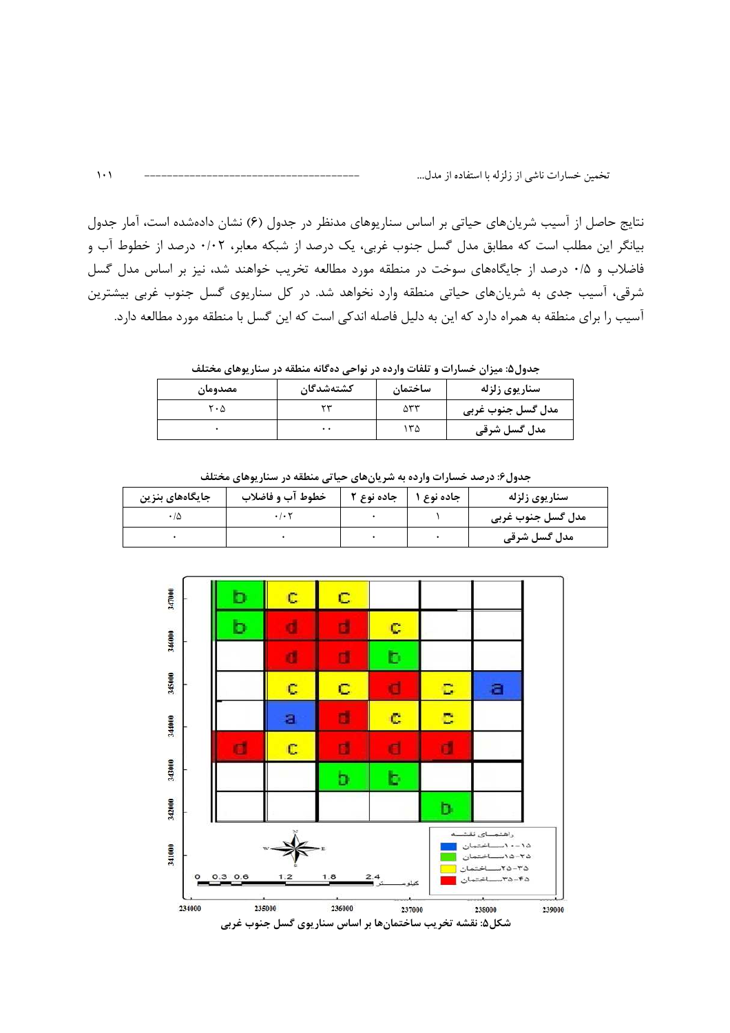نتایج حاصل از آسیب شریان‌های حیاتی بر اساس سناریوهای مدنظر در جدول (۶) نشان داده‌شده است، آمار جدول بیانگر این مطلب است که مطابق مدل گسل جنوب غربی، یک درصد از شبکه معابر، ۰/۰۲ درصد از خطوط آب و فاضلاب و ۰/۵ درصد از جایگاه‌های سوخت در منطقه مورد مطالعه تخریب خواهند شد، نیز بر اساس مدل گسل شرقی، آسیب جدی به شریان‌های حیاتی منطقه وارد نخواهد شد. در کل سناریوی گسل جنوب غربی بیشترین آسیب را برای منطقه به همراه دارد که این به دلیل فاصله اندکی است که این گسل با منطقه مورد مطالعه دارد.

**جدول۵: میزان خسارات و تلفات وارده در نواحی ده‌گانه منطقه در سناریوهای مختلف**

| سناریوی زلزله | ساختمان | کشته‌شدگان | مصدومان |
| --- | --- | --- | --- |
| مدل گسل جنوب غربی | ۵۳۳ | ۲۳ | ۲۰۵ |
| مدل گسل شرقی | ۱۳۵ | ۰۰ | ۰ |

**جدول۶: درصد خسارات وارده به شریان‌های حیاتی منطقه در سناریوهای مختلف**

| سناریوی زلزله | جاده نوع ۱ | جاده نوع ۲ | خطوط آب و فاضلاب | جایگاه‌های بنزین |
| --- | --- | --- | --- | --- |
| مدل گسل جنوب غربی | ۱ | ۰ | ۰/۰۲ | ۰/۵ |
| مدل گسل شرقی | ۰ | ۰ | ۰ | ۰ |

شکل۵: نقشه تخریب ساختمان‌ها بر اساس سناریوی گسل جنوب غربی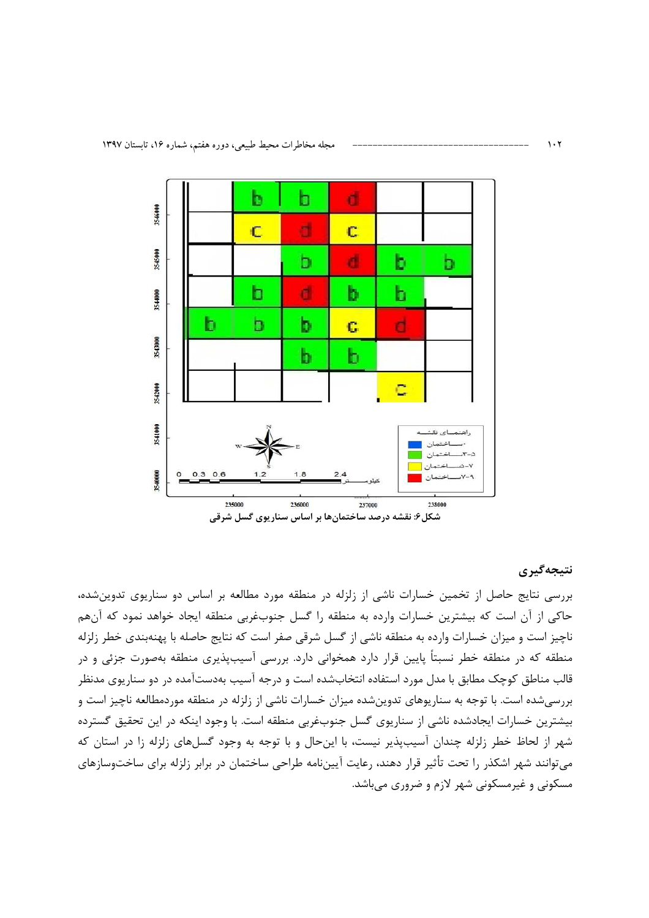شکل ۶: نقشه درصد ساختمان‌ها بر اساس سناریوی گسل شرقی

## نتیجه‌گیری

بررسی نتایج حاصل از تخمین خسارات ناشی از زلزله در منطقه مورد مطالعه بر اساس دو سناریوی تدوین‌شده، حاکی از آن است که بیشترین خسارات وارده به منطقه را گسل جنوب‌غربی منطقه ایجاد خواهد نمود که آن‌هم ناچیز است و میزان خسارات وارده به منطقه ناشی از گسل شرقی صفر است که نتایج حاصله با پهنه‌بندی خطر زلزله منطقه که در منطقه خطر نسبتاً پایین قرار دارد همخوانی دارد. بررسی آسیب‌پذیری منطقه به‌صورت جزئی و در قالب مناطق کوچک مطابق با مدل مورد استفاده انتخاب‌شده است و درجه آسیب به‌دست‌آمده در دو سناریوی مدنظر بررسی‌شده است. با توجه به سناریوهای تدوین‌شده میزان خسارات ناشی از زلزله در منطقه موردمطالعه ناچیز است و بیشترین خسارات ایجادشده ناشی از سناریوی گسل جنوب‌غربی منطقه است. با وجود اینکه در این تحقیق گسترده شهر از لحاظ خطر زلزله چندان آسیب‌پذیر نیست، با این‌حال و با توجه به وجود گسل‌های زلزله زا در استان که می‌توانند شهر اشکذر را تحت تأثیر قرار دهند، رعایت آیین‌نامه طراحی ساختمان در برابر زلزله برای ساخت‌وسازهای مسکونی و غیرمسکونی شهر لازم و ضروری می‌باشد.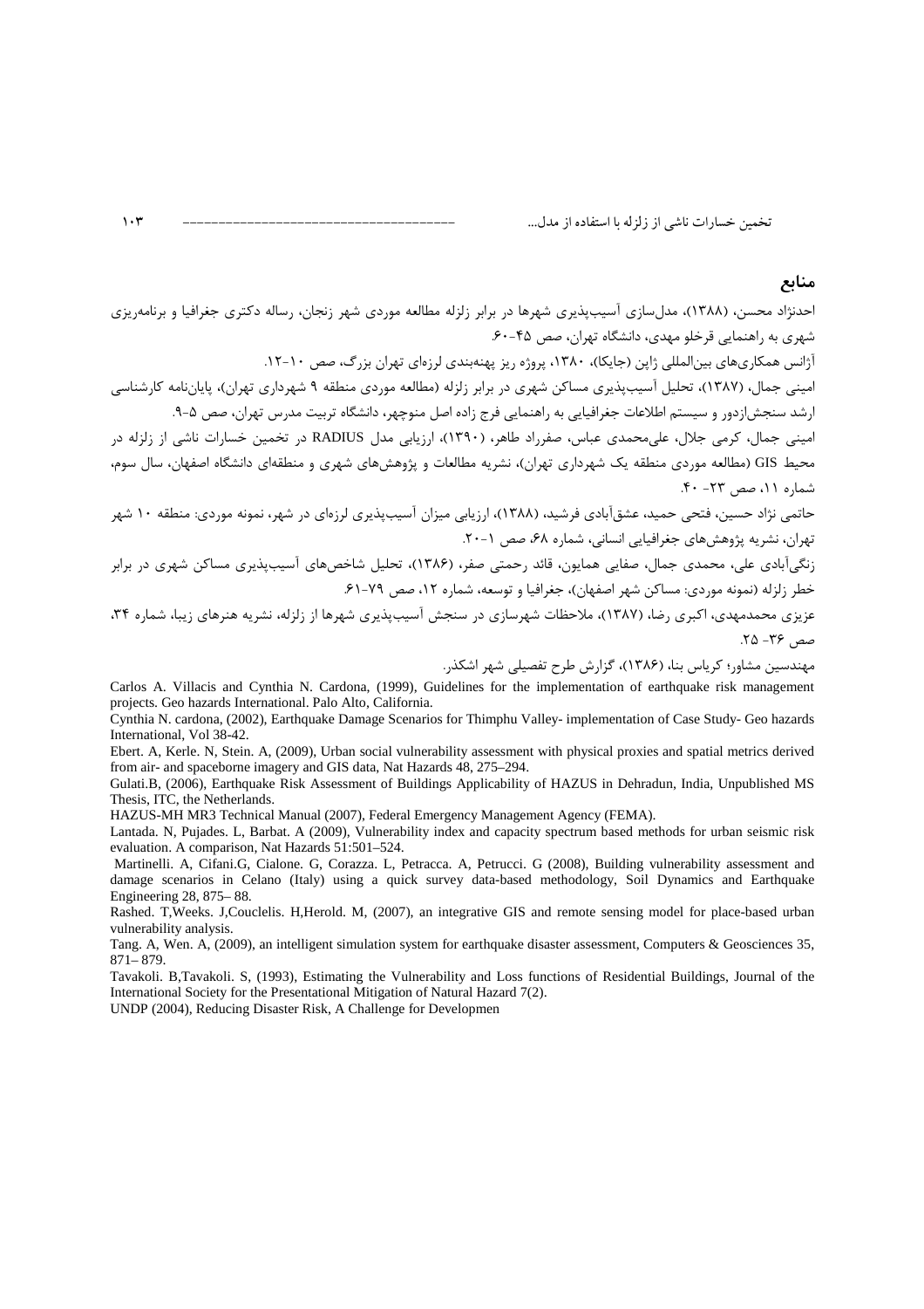## منابع

احدنژاد محسن، (۱۳۸۸)، مدل‌سازی آسیب‌پذیری شهرها در برابر زلزله مطالعه موردی شهر زنجان، رساله دکتری جغرافیا و برنامه‌ریزی شهری به راهنمایی قرخلو مهدی، دانشگاه تهران، صص ۴۵-۶۰.

آژانس همکاری‌های بین‌المللی ژاپن (جایکا)، ۱۳۸۰، پروژه ریز پهنه‌بندی لرزه‌ای تهران بزرگ، صص ۱۰-۱۲.

امینی جمال، (۱۳۸۷)، تحلیل آسیب‌پذیری مساکن شهری در برابر زلزله (مطالعه موردی منطقه ۹ شهرداری تهران)، پایان‌نامه کارشناسی ارشد سنجش‌ازدور و سیستم اطلاعات جغرافیایی به راهنمایی فرج زاده اصل منوچهر، دانشگاه تربیت مدرس تهران، صص ۵-۹.

امینی جمال، کرمی جلال، علی‌محمدی عباس، صفرراد طاهر، (۱۳۹۰)، ارزیابی مدل RADIUS در تخمین خسارات ناشی از زلزله در محیط GIS (مطالعه موردی منطقه یک شهرداری تهران)، نشریه مطالعات و پژوهش‌های شهری و منطقه‌ای دانشگاه اصفهان، سال سوم، شماره ۱۱، صص ۲۳- ۴۰.

حاتمی نژاد حسین، فتحی حمید، عشق‌آبادی فرشید، (۱۳۸۸)، ارزیابی میزان آسیب‌پذیری لرزه‌ای در شهر، نمونه موردی: منطقه ۱۰ شهر تهران، نشریه پژوهش‌های جغرافیایی انسانی، شماره ۶۸، صص ۱-۲۰.

زنگی‌آبادی علی، محمدی جمال، صفایی همایون، قائد رحمتی صفر، (۱۳۸۶)، تحلیل شاخص‌های آسیب‌پذیری مساکن شهری در برابر خطر زلزله (نمونه موردی: مساکن شهر اصفهان)، جغرافیا و توسعه، شماره ۱۲، صص ۷۹-۶۱.

عزیزی محمدمهدی، اکبری رضا، (۱۳۸۷)، ملاحظات شهرسازی در سنجش آسیب‌پذیری شهرها از زلزله، نشریه هنرهای زیبا، شماره ۳۴، صص ۳۶- ۲۵.

مهندسین مشاور؛ کریاس بنا، (۱۳۸۶)، گزارش طرح تفصیلی شهر اشکذر.

Carlos A. Villacis and Cynthia N. Cardona, (1999), Guidelines for the implementation of earthquake risk management projects. Geo hazards International. Palo Alto, California.

Cynthia N. cardona, (2002), Earthquake Damage Scenarios for Thimphu Valley- implementation of Case Study- Geo hazards International, Vol 38-42.

Ebert. A, Kerle. N, Stein. A, (2009), Urban social vulnerability assessment with physical proxies and spatial metrics derived from air- and spaceborne imagery and GIS data, Nat Hazards 48, 275–294.

Gulati.B, (2006), Earthquake Risk Assessment of Buildings Applicability of HAZUS in Dehradun, India, Unpublished MS Thesis, ITC, the Netherlands.

HAZUS-MH MR3 Technical Manual (2007), Federal Emergency Management Agency (FEMA).

Lantada. N, Pujades. L, Barbat. A (2009), Vulnerability index and capacity spectrum based methods for urban seismic risk evaluation. A comparison, Nat Hazards 51:501–524.

Martinelli. A, Cifani.G, Cialone. G, Corazza. L, Petracca. A, Petrucci. G (2008), Building vulnerability assessment and damage scenarios in Celano (Italy) using a quick survey data-based methodology, Soil Dynamics and Earthquake Engineering 28, 875– 88.

Rashed. T,Weeks. J,Couclelis. H,Herold. M, (2007), an integrative GIS and remote sensing model for place-based urban vulnerability analysis.

Tang. A, Wen. A, (2009), an intelligent simulation system for earthquake disaster assessment, Computers & Geosciences 35, 871– 879.

Tavakoli. B,Tavakoli. S, (1993), Estimating the Vulnerability and Loss functions of Residential Buildings, Journal of the International Society for the Presentational Mitigation of Natural Hazard 7(2).

UNDP (2004), Reducing Disaster Risk, A Challenge for Developmen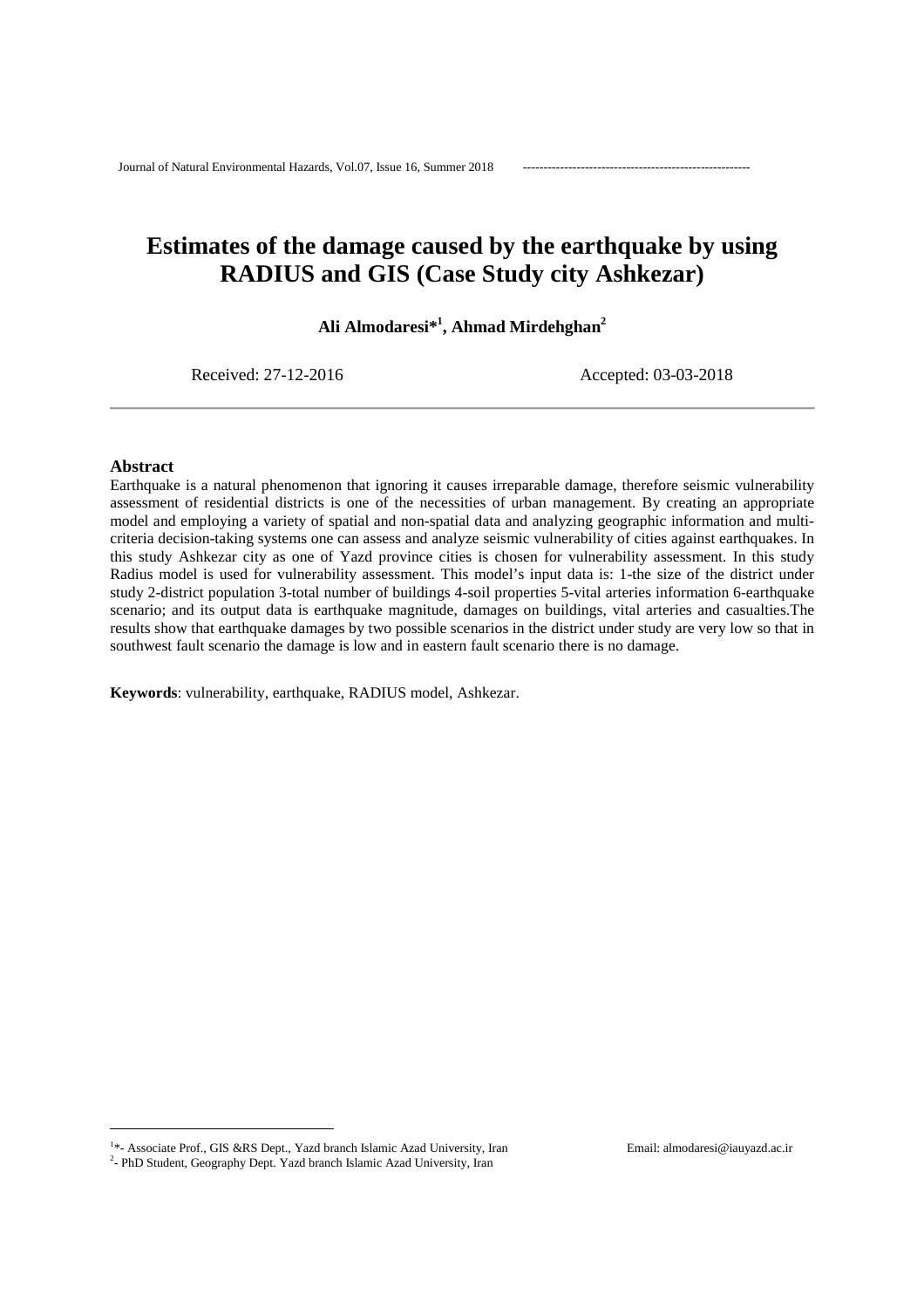# Estimates of the damage caused by the earthquake by using RADIUS and GIS (Case Study city Ashkezar)

**Ali Almodaresi*[1], Ahmad Mirdehghan[2]**

Received: 27-12-2016 Accepted: 03-03-2018

## Abstract

Earthquake is a natural phenomenon that ignoring it causes irreparable damage, therefore seismic vulnerability assessment of residential districts is one of the necessities of urban management. By creating an appropriate model and employing a variety of spatial and non-spatial data and analyzing geographic information and multi-criteria decision-taking systems one can assess and analyze seismic vulnerability of cities against earthquakes. In this study Ashkezar city as one of Yazd province cities is chosen for vulnerability assessment. In this study Radius model is used for vulnerability assessment. This model's input data is: 1-the size of the district under study 2-district population 3-total number of buildings 4-soil properties 5-vital arteries information 6-earthquake scenario; and its output data is earthquake magnitude, damages on buildings, vital arteries and casualties.The results show that earthquake damages by two possible scenarios in the district under study are very low so that in southwest fault scenario the damage is low and in eastern fault scenario there is no damage.

**Keywords**: vulnerability, earthquake, RADIUS model, Ashkezar.

---

[1]*- Associate Prof., GIS &RS Dept., Yazd branch Islamic Azad University, Iran Email: almodaresi@iauyazd.ac.ir

[2]- PhD Student, Geography Dept. Yazd branch Islamic Azad University, Iran